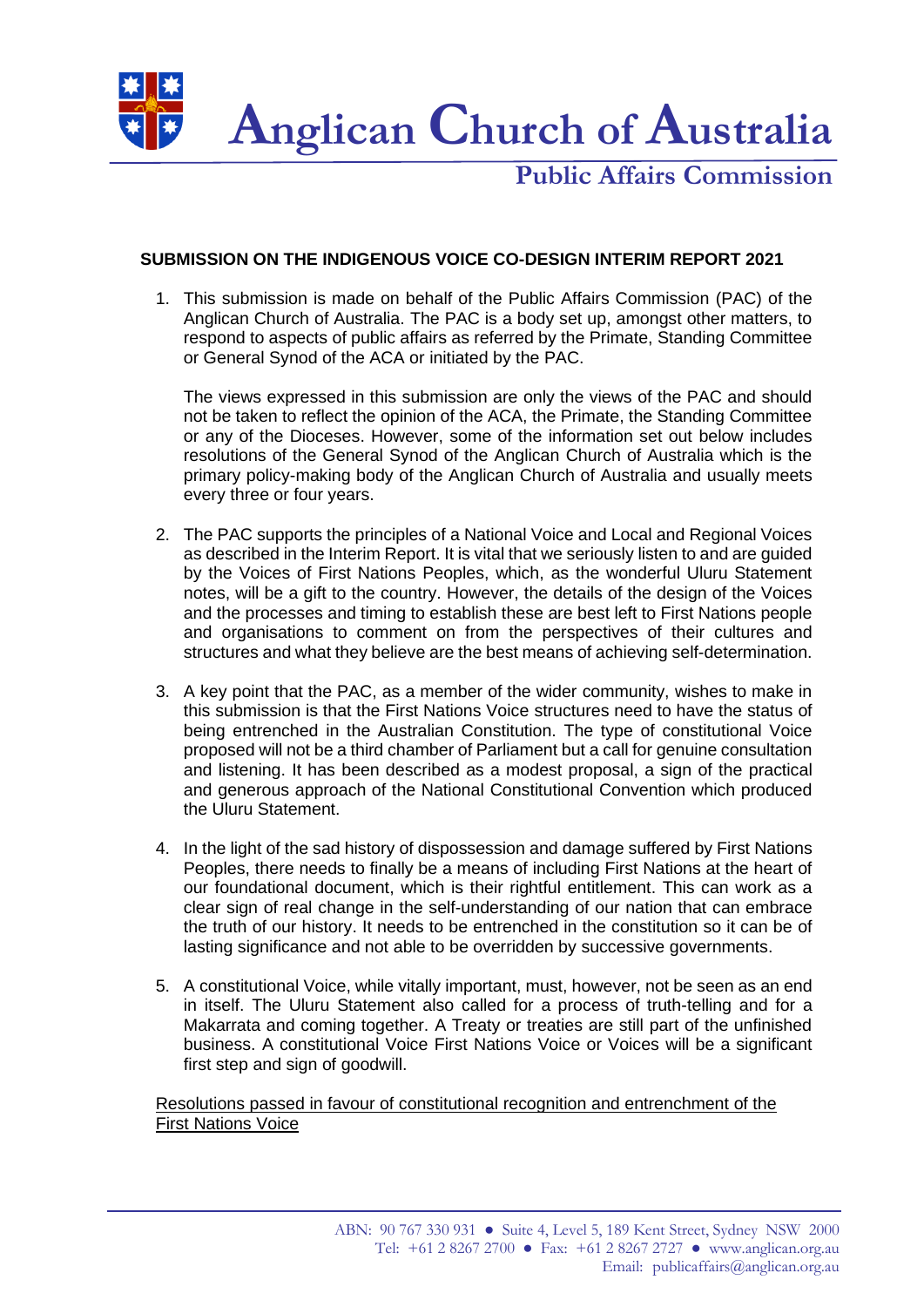# Anglican Church of Australia

## Public Affairs Commission

**SUBMISSION ON THE INDIGENOUS VOICE CO-DESIGN INTERIM REPORT 2021**

1. This submission is made on behalf of the Public Affairs Commission (PAC) of the Anglican Church of Australia. The PAC is a body set up, amongst other matters, to respond to aspects of public affairs as referred by the Primate, Standing Committee or General Synod of the ACA or initiated by the PAC.

   The views expressed in this submission are only the views of the PAC and should not be taken to reflect the opinion of the ACA, the Primate, the Standing Committee or any of the Dioceses. However, some of the information set out below includes resolutions of the General Synod of the Anglican Church of Australia which is the primary policy-making body of the Anglican Church of Australia and usually meets every three or four years.

2. The PAC supports the principles of a National Voice and Local and Regional Voices as described in the Interim Report. It is vital that we seriously listen to and are guided by the Voices of First Nations Peoples, which, as the wonderful Uluru Statement notes, will be a gift to the country. However, the details of the design of the Voices and the processes and timing to establish these are best left to First Nations people and organisations to comment on from the perspectives of their cultures and structures and what they believe are the best means of achieving self-determination.

3. A key point that the PAC, as a member of the wider community, wishes to make in this submission is that the First Nations Voice structures need to have the status of being entrenched in the Australian Constitution. The type of constitutional Voice proposed will not be a third chamber of Parliament but a call for genuine consultation and listening. It has been described as a modest proposal, a sign of the practical and generous approach of the National Constitutional Convention which produced the Uluru Statement.

4. In the light of the sad history of dispossession and damage suffered by First Nations Peoples, there needs to finally be a means of including First Nations at the heart of our foundational document, which is their rightful entitlement. This can work as a clear sign of real change in the self-understanding of our nation that can embrace the truth of our history. It needs to be entrenched in the constitution so it can be of lasting significance and not able to be overridden by successive governments.

5. A constitutional Voice, while vitally important, must, however, not be seen as an end in itself. The Uluru Statement also called for a process of truth-telling and for a Makarrata and coming together. A Treaty or treaties are still part of the unfinished business. A constitutional Voice First Nations Voice or Voices will be a significant first step and sign of goodwill.

<u>Resolutions passed in favour of constitutional recognition and entrenchment of the First Nations Voice</u>

ABN: 90 767 330 931 ● Suite 4, Level 5, 189 Kent Street, Sydney NSW 2000
Tel: +61 2 8267 2700 ● Fax: +61 2 8267 2727 ● www.anglican.org.au
Email: publicaffairs@anglican.org.au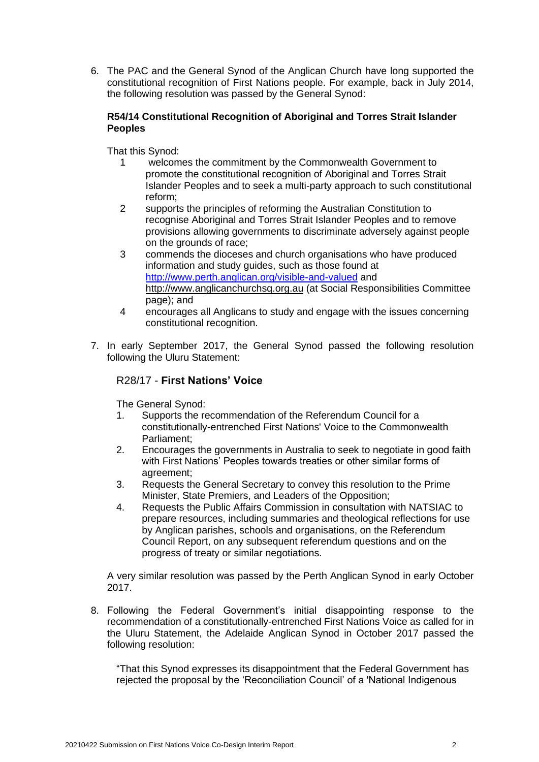6. The PAC and the General Synod of the Anglican Church have long supported the constitutional recognition of First Nations people. For example, back in July 2014, the following resolution was passed by the General Synod:

   **R54/14 Constitutional Recognition of Aboriginal and Torres Strait Islander Peoples**

   That this Synod:

   1 welcomes the commitment by the Commonwealth Government to promote the constitutional recognition of Aboriginal and Torres Strait Islander Peoples and to seek a multi-party approach to such constitutional reform;
   2 supports the principles of reforming the Australian Constitution to recognise Aboriginal and Torres Strait Islander Peoples and to remove provisions allowing governments to discriminate adversely against people on the grounds of race;
   3 commends the dioceses and church organisations who have produced information and study guides, such as those found at http://www.perth.anglican.org/visible-and-valued and http://www.anglicanchurchsq.org.au (at Social Responsibilities Committee page); and
   4 encourages all Anglicans to study and engage with the issues concerning constitutional recognition.

7. In early September 2017, the General Synod passed the following resolution following the Uluru Statement:

   R28/17 - **First Nations' Voice**

   The General Synod:

   1. Supports the recommendation of the Referendum Council for a constitutionally-entrenched First Nations' Voice to the Commonwealth Parliament;
   2. Encourages the governments in Australia to seek to negotiate in good faith with First Nations' Peoples towards treaties or other similar forms of agreement;
   3. Requests the General Secretary to convey this resolution to the Prime Minister, State Premiers, and Leaders of the Opposition;
   4. Requests the Public Affairs Commission in consultation with NATSIAC to prepare resources, including summaries and theological reflections for use by Anglican parishes, schools and organisations, on the Referendum Council Report, on any subsequent referendum questions and on the progress of treaty or similar negotiations.

   A very similar resolution was passed by the Perth Anglican Synod in early October 2017.

8. Following the Federal Government's initial disappointing response to the recommendation of a constitutionally-entrenched First Nations Voice as called for in the Uluru Statement, the Adelaide Anglican Synod in October 2017 passed the following resolution:

   "That this Synod expresses its disappointment that the Federal Government has rejected the proposal by the 'Reconciliation Council' of a 'National Indigenous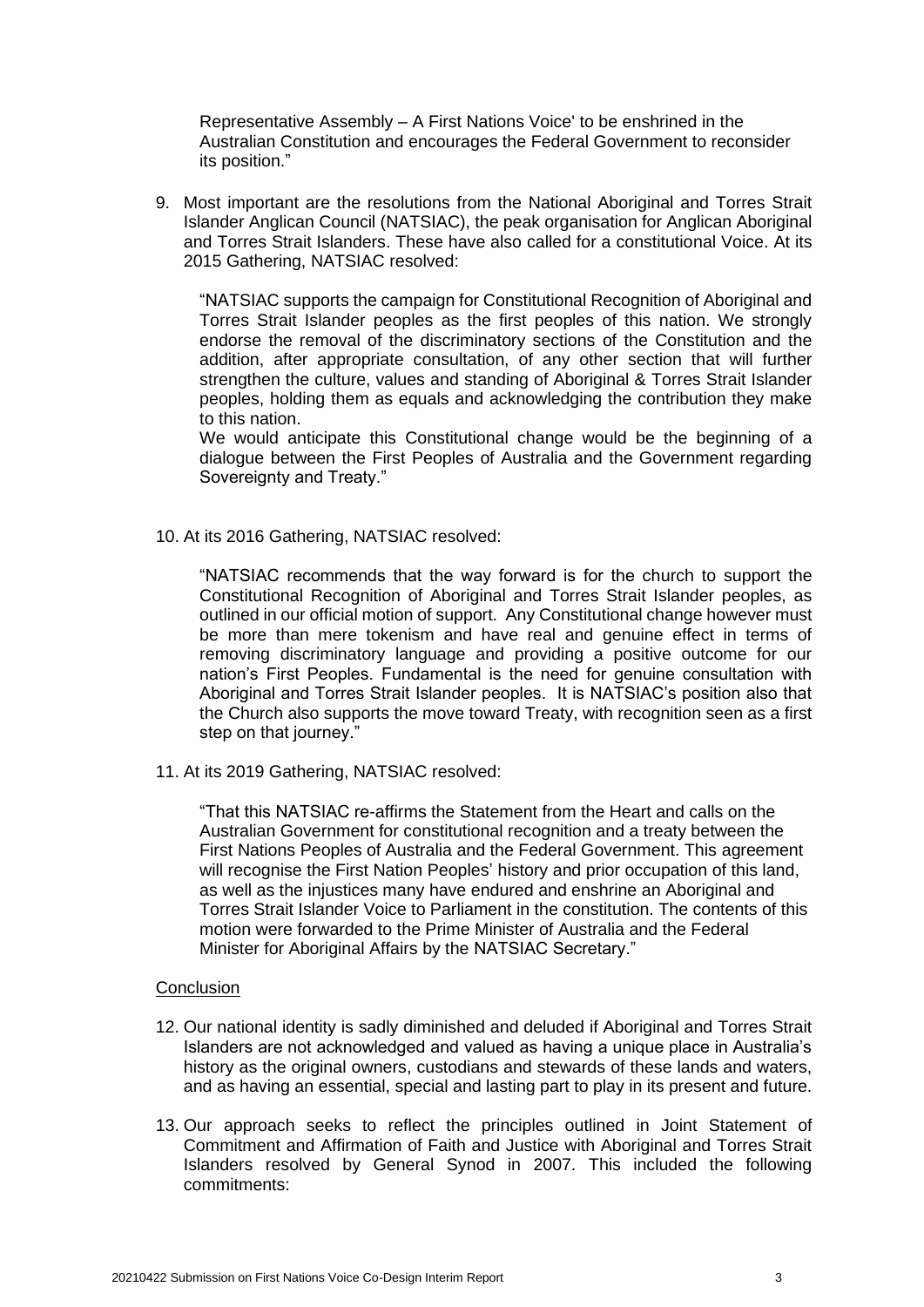Representative Assembly – A First Nations Voice' to be enshrined in the Australian Constitution and encourages the Federal Government to reconsider its position."

9. Most important are the resolutions from the National Aboriginal and Torres Strait Islander Anglican Council (NATSIAC), the peak organisation for Anglican Aboriginal and Torres Strait Islanders. These have also called for a constitutional Voice. At its 2015 Gathering, NATSIAC resolved:

   "NATSIAC supports the campaign for Constitutional Recognition of Aboriginal and Torres Strait Islander peoples as the first peoples of this nation. We strongly endorse the removal of the discriminatory sections of the Constitution and the addition, after appropriate consultation, of any other section that will further strengthen the culture, values and standing of Aboriginal & Torres Strait Islander peoples, holding them as equals and acknowledging the contribution they make to this nation.
   We would anticipate this Constitutional change would be the beginning of a dialogue between the First Peoples of Australia and the Government regarding Sovereignty and Treaty."

10. At its 2016 Gathering, NATSIAC resolved:

    "NATSIAC recommends that the way forward is for the church to support the Constitutional Recognition of Aboriginal and Torres Strait Islander peoples, as outlined in our official motion of support. Any Constitutional change however must be more than mere tokenism and have real and genuine effect in terms of removing discriminatory language and providing a positive outcome for our nation's First Peoples. Fundamental is the need for genuine consultation with Aboriginal and Torres Strait Islander peoples. It is NATSIAC's position also that the Church also supports the move toward Treaty, with recognition seen as a first step on that journey."

11. At its 2019 Gathering, NATSIAC resolved:

    "That this NATSIAC re-affirms the Statement from the Heart and calls on the Australian Government for constitutional recognition and a treaty between the First Nations Peoples of Australia and the Federal Government. This agreement will recognise the First Nation Peoples' history and prior occupation of this land, as well as the injustices many have endured and enshrine an Aboriginal and Torres Strait Islander Voice to Parliament in the constitution. The contents of this motion were forwarded to the Prime Minister of Australia and the Federal Minister for Aboriginal Affairs by the NATSIAC Secretary."

Conclusion

12. Our national identity is sadly diminished and deluded if Aboriginal and Torres Strait Islanders are not acknowledged and valued as having a unique place in Australia's history as the original owners, custodians and stewards of these lands and waters, and as having an essential, special and lasting part to play in its present and future.

13. Our approach seeks to reflect the principles outlined in Joint Statement of Commitment and Affirmation of Faith and Justice with Aboriginal and Torres Strait Islanders resolved by General Synod in 2007. This included the following commitments: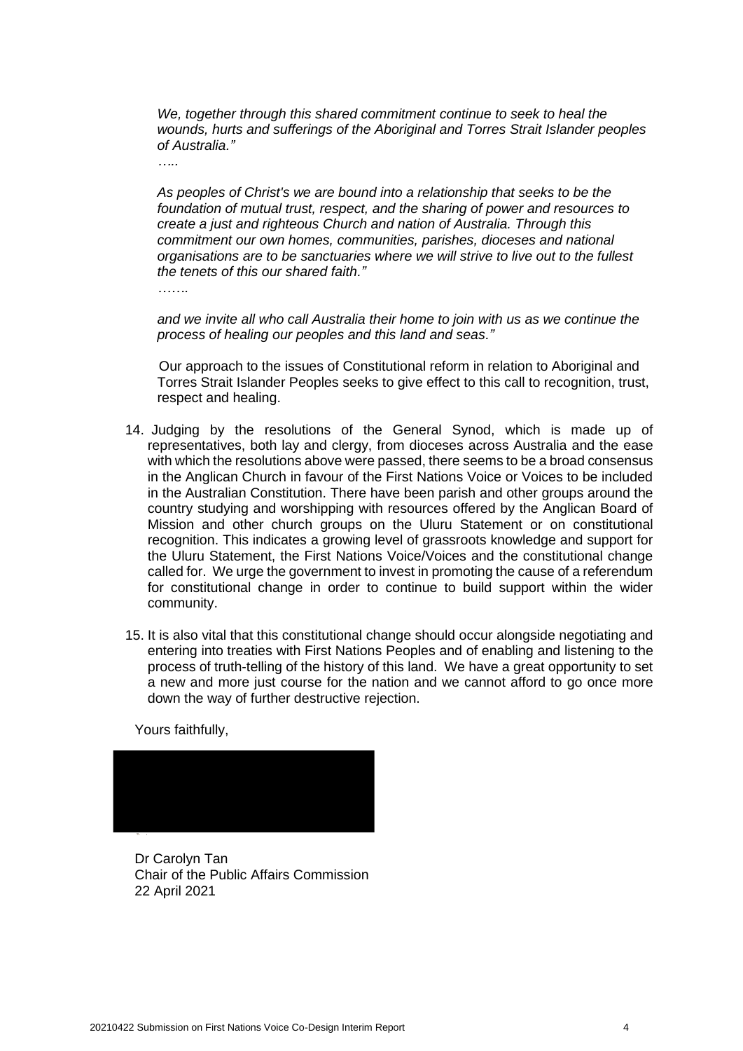*We, together through this shared commitment continue to seek to heal the wounds, hurts and sufferings of the Aboriginal and Torres Strait Islander peoples of Australia."*

*…..*

*As peoples of Christ's we are bound into a relationship that seeks to be the foundation of mutual trust, respect, and the sharing of power and resources to create a just and righteous Church and nation of Australia. Through this commitment our own homes, communities, parishes, dioceses and national organisations are to be sanctuaries where we will strive to live out to the fullest the tenets of this our shared faith."*

*…….*

*and we invite all who call Australia their home to join with us as we continue the process of healing our peoples and this land and seas."*

Our approach to the issues of Constitutional reform in relation to Aboriginal and Torres Strait Islander Peoples seeks to give effect to this call to recognition, trust, respect and healing.

14. Judging by the resolutions of the General Synod, which is made up of representatives, both lay and clergy, from dioceses across Australia and the ease with which the resolutions above were passed, there seems to be a broad consensus in the Anglican Church in favour of the First Nations Voice or Voices to be included in the Australian Constitution. There have been parish and other groups around the country studying and worshipping with resources offered by the Anglican Board of Mission and other church groups on the Uluru Statement or on constitutional recognition. This indicates a growing level of grassroots knowledge and support for the Uluru Statement, the First Nations Voice/Voices and the constitutional change called for. We urge the government to invest in promoting the cause of a referendum for constitutional change in order to continue to build support within the wider community.

15. It is also vital that this constitutional change should occur alongside negotiating and entering into treaties with First Nations Peoples and of enabling and listening to the process of truth-telling of the history of this land. We have a great opportunity to set a new and more just course for the nation and we cannot afford to go once more down the way of further destructive rejection.

Yours faithfully,

Dr Carolyn Tan
Chair of the Public Affairs Commission
22 April 2021